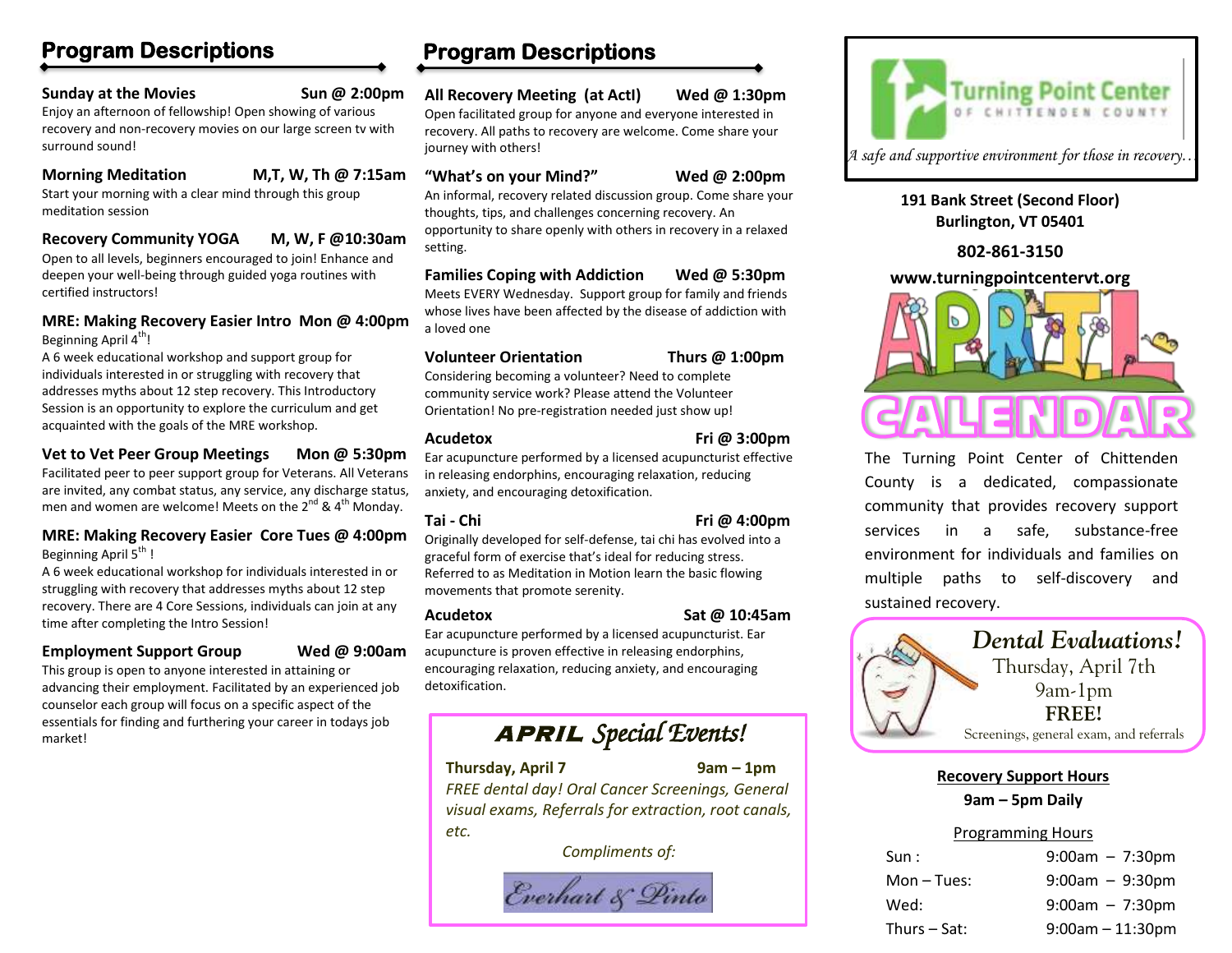## Program Descriptions

**Sunday at the Movies** **Sun @ 2:00pm**
Enjoy an afternoon of fellowship! Open showing of various recovery and non-recovery movies on our large screen tv with surround sound!

**Morning Meditation** **M,T, W, Th @ 7:15am**
Start your morning with a clear mind through this group meditation session

**Recovery Community YOGA** **M, W, F @10:30am**
Open to all levels, beginners encouraged to join! Enhance and deepen your well-being through guided yoga routines with certified instructors!

**MRE: Making Recovery Easier Intro** **Mon @ 4:00pm**
Beginning April 4th!
A 6 week educational workshop and support group for individuals interested in or struggling with recovery that addresses myths about 12 step recovery. This Introductory Session is an opportunity to explore the curriculum and get acquainted with the goals of the MRE workshop.

**Vet to Vet Peer Group Meetings** **Mon @ 5:30pm**
Facilitated peer to peer support group for Veterans. All Veterans are invited, any combat status, any service, any discharge status, men and women are welcome! Meets on the 2nd & 4th Monday.

**MRE: Making Recovery Easier Core** **Tues @ 4:00pm**
Beginning April 5th !
A 6 week educational workshop for individuals interested in or struggling with recovery that addresses myths about 12 step recovery. There are 4 Core Sessions, individuals can join at any time after completing the Intro Session!

**Employment Support Group** **Wed @ 9:00am**
This group is open to anyone interested in attaining or advancing their employment. Facilitated by an experienced job counselor each group will focus on a specific aspect of the essentials for finding and furthering your career in todays job market!

## Program Descriptions

**All Recovery Meeting (at ActI)** **Wed @ 1:30pm**
Open facilitated group for anyone and everyone interested in recovery. All paths to recovery are welcome. Come share your journey with others!

**"What's on your Mind?"** **Wed @ 2:00pm**
An informal, recovery related discussion group. Come share your thoughts, tips, and challenges concerning recovery. An opportunity to share openly with others in recovery in a relaxed setting.

**Families Coping with Addiction** **Wed @ 5:30pm**
Meets EVERY Wednesday. Support group for family and friends whose lives have been affected by the disease of addiction with a loved one

**Volunteer Orientation** **Thurs @ 1:00pm**
Considering becoming a volunteer? Need to complete community service work? Please attend the Volunteer Orientation! No pre-registration needed just show up!

**Acudetox** **Fri @ 3:00pm**
Ear acupuncture performed by a licensed acupuncturist effective in releasing endorphins, encouraging relaxation, reducing anxiety, and encouraging detoxification.

**Tai - Chi** **Fri @ 4:00pm**
Originally developed for self-defense, tai chi has evolved into a graceful form of exercise that's ideal for reducing stress. Referred to as Meditation in Motion learn the basic flowing movements that promote serenity.

**Acudetox** **Sat @ 10:45am**
Ear acupuncture performed by a licensed acupuncturist. Ear acupuncture is proven effective in releasing endorphins, encouraging relaxation, reducing anxiety, and encouraging detoxification.

### APRIL *Special Events!*

**Thursday, April 7** **9am – 1pm**
*FREE dental day! Oral Cancer Screenings, General visual exams, Referrals for extraction, root canals, etc.*

*Compliments of:*

Everhart & Pinto

---

**Turning Point Center** OF CHITTENDEN COUNTY

*A safe and supportive environment for those in recovery...*

**191 Bank Street (Second Floor)**
**Burlington, VT 05401**

**802-861-3150**

**www.turningpointcentervt.org**

# APRIL CALENDAR

The Turning Point Center of Chittenden County is a dedicated, compassionate community that provides recovery support services in a safe, substance-free environment for individuals and families on multiple paths to self-discovery and sustained recovery.

### *Dental Evaluations!*
Thursday, April 7th
9am-1pm
**FREE!**
Screenings, general exam, and referrals

**Recovery Support Hours**
**9am – 5pm Daily**

Programming Hours

| | |
|---|---|
| Sun : | 9:00am – 7:30pm |
| Mon – Tues: | 9:00am – 9:30pm |
| Wed: | 9:00am – 7:30pm |
| Thurs – Sat: | 9:00am – 11:30pm |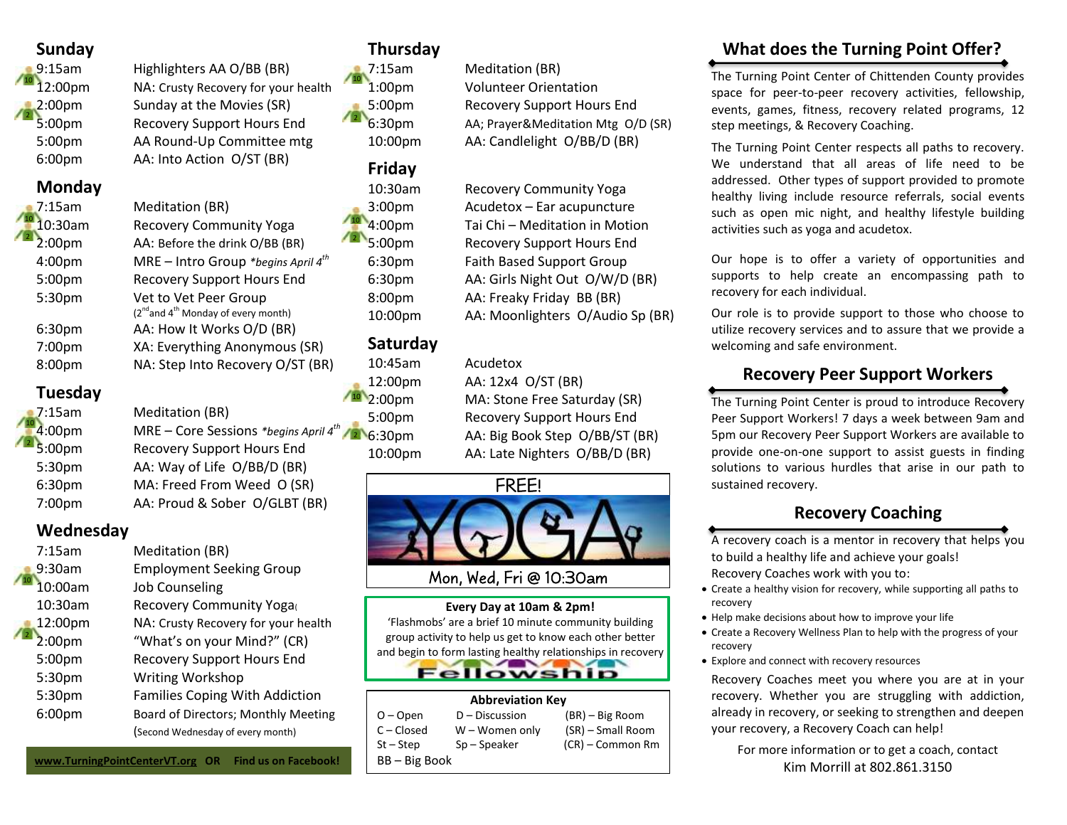## Sunday

| | |
|---|---|
| 9:15am | Highlighters AA O/BB (BR) |
| 12:00pm | NA: Crusty Recovery for your health |
| 2:00pm | Sunday at the Movies (SR) |
| 5:00pm | Recovery Support Hours End |
| 5:00pm | AA Round-Up Committee mtg |
| 6:00pm | AA: Into Action O/ST (BR) |

## Monday

| | |
|---|---|
| 7:15am | Meditation (BR) |
| 10:30am | Recovery Community Yoga |
| 2:00pm | AA: Before the drink O/BB (BR) |
| 4:00pm | MRE – Intro Group *\*begins April 4th* |
| 5:00pm | Recovery Support Hours End |
| 5:30pm | Vet to Vet Peer Group (2nd and 4th Monday of every month) |
| 6:30pm | AA: How It Works O/D (BR) |
| 7:00pm | XA: Everything Anonymous (SR) |
| 8:00pm | NA: Step Into Recovery O/ST (BR) |

## Tuesday

| | |
|---|---|
| 7:15am | Meditation (BR) |
| 4:00pm | MRE – Core Sessions *\*begins April 4th* |
| 5:00pm | Recovery Support Hours End |
| 5:30pm | AA: Way of Life O/BB/D (BR) |
| 6:30pm | MA: Freed From Weed O (SR) |
| 7:00pm | AA: Proud & Sober O/GLBT (BR) |

## Wednesday

| | |
|---|---|
| 7:15am | Meditation (BR) |
| 9:30am | Employment Seeking Group |
| 10:00am | Job Counseling |
| 10:30am | Recovery Community Yoga |
| 12:00pm | NA: Crusty Recovery for your health |
| 2:00pm | "What's on your Mind?" (CR) |
| 5:00pm | Recovery Support Hours End |
| 5:30pm | Writing Workshop |
| 5:30pm | Families Coping With Addiction |
| 6:00pm | Board of Directors; Monthly Meeting (Second Wednesday of every month) |

**www.TurningPointCenterVT.org OR Find us on Facebook!**

## Thursday

| | |
|---|---|
| 7:15am | Meditation (BR) |
| 1:00pm | Volunteer Orientation |
| 5:00pm | Recovery Support Hours End |
| 6:30pm | AA; Prayer&Meditation Mtg O/D (SR) |
| 10:00pm | AA: Candlelight O/BB/D (BR) |

## Friday

| | |
|---|---|
| 10:30am | Recovery Community Yoga |
| 3:00pm | Acudetox – Ear acupuncture |
| 4:00pm | Tai Chi – Meditation in Motion |
| 5:00pm | Recovery Support Hours End |
| 6:30pm | Faith Based Support Group |
| 6:30pm | AA: Girls Night Out O/W/D (BR) |
| 8:00pm | AA: Freaky Friday BB (BR) |
| 10:00pm | AA: Moonlighters O/Audio Sp (BR) |

## Saturday

| | |
|---|---|
| 10:45am | Acudetox |
| 12:00pm | AA: 12x4 O/ST (BR) |
| 2:00pm | MA: Stone Free Saturday (SR) |
| 5:00pm | Recovery Support Hours End |
| 6:30pm | AA: Big Book Step O/BB/ST (BR) |
| 10:00pm | AA: Late Nighters O/BB/D (BR) |

FREE!

YOGA

Mon, Wed, Fri @ 10:30am

**Every Day at 10am & 2pm!**

'Flashmobs' are a brief 10 minute community building group activity to help us get to know each other better and begin to form lasting healthy relationships in recovery

Fellowship

**Abbreviation Key**

| | | |
|---|---|---|
| O – Open | D – Discussion | (BR) – Big Room |
| C – Closed | W – Women only | (SR) – Small Room |
| St – Step | Sp – Speaker | (CR) – Common Rm |
| BB – Big Book | | |

## What does the Turning Point Offer?

The Turning Point Center of Chittenden County provides space for peer-to-peer recovery activities, fellowship, events, games, fitness, recovery related programs, 12 step meetings, & Recovery Coaching.

The Turning Point Center respects all paths to recovery. We understand that all areas of life need to be addressed. Other types of support provided to promote healthy living include resource referrals, social events such as open mic night, and healthy lifestyle building activities such as yoga and acudetox.

Our hope is to offer a variety of opportunities and supports to help create an encompassing path to recovery for each individual.

Our role is to provide support to those who choose to utilize recovery services and to assure that we provide a welcoming and safe environment.

## Recovery Peer Support Workers

The Turning Point Center is proud to introduce Recovery Peer Support Workers! 7 days a week between 9am and 5pm our Recovery Peer Support Workers are available to provide one-on-one support to assist guests in finding solutions to various hurdles that arise in our path to sustained recovery.

## Recovery Coaching

A recovery coach is a mentor in recovery that helps you to build a healthy life and achieve your goals!

Recovery Coaches work with you to:

- Create a healthy vision for recovery, while supporting all paths to recovery
- Help make decisions about how to improve your life
- Create a Recovery Wellness Plan to help with the progress of your recovery
- Explore and connect with recovery resources

Recovery Coaches meet you where you are at in your recovery. Whether you are struggling with addiction, already in recovery, or seeking to strengthen and deepen your recovery, a Recovery Coach can help!

For more information or to get a coach, contact Kim Morrill at 802.861.3150